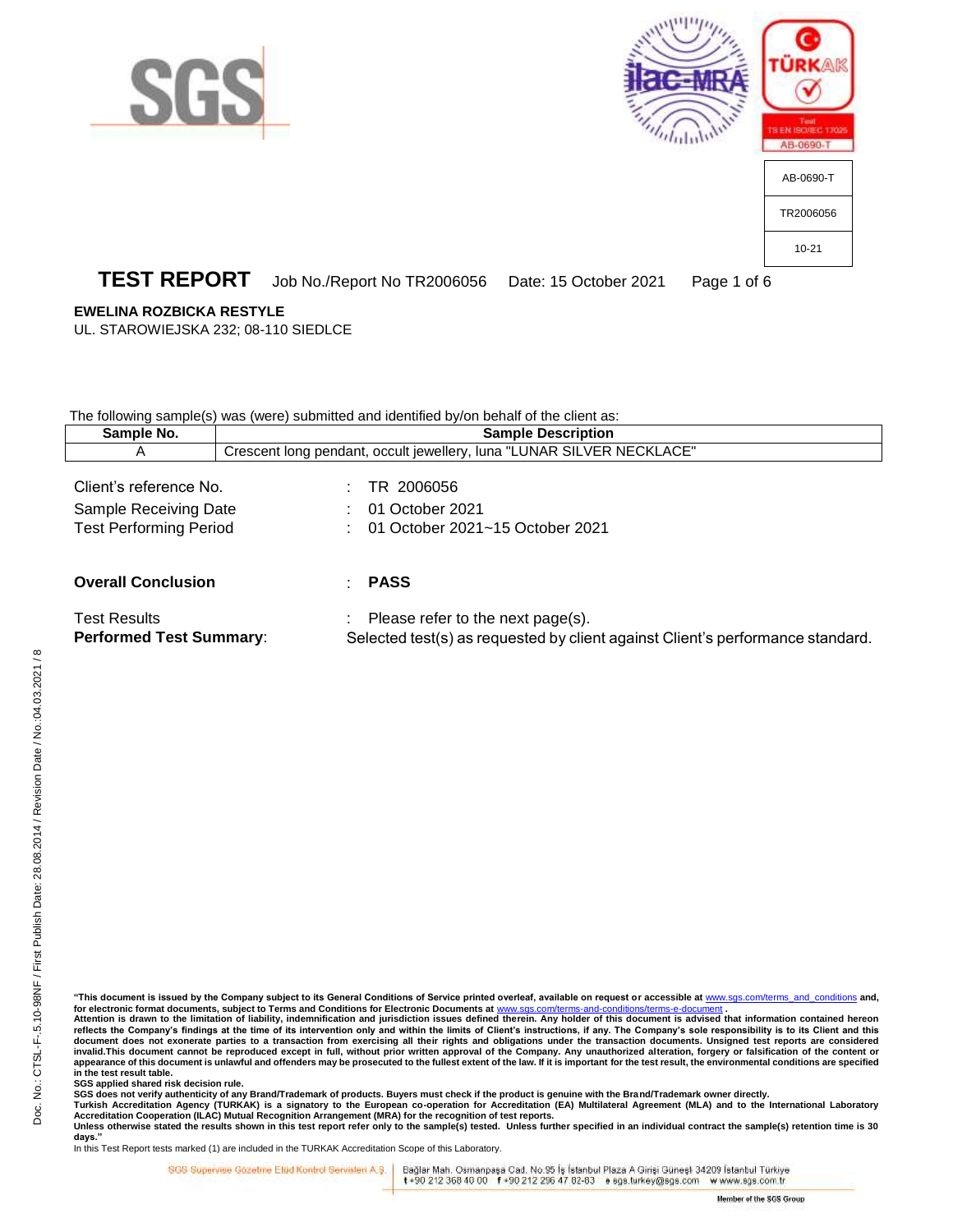AB-0690-T

TR2006056

10-21

# TEST REPORT

Job No./Report No TR2006056 Date: 15 October 2021

**EWELINA ROZBICKA RESTYLE**
UL. STAROWIEJSKA 232; 08-110 SIEDLCE

The following sample(s) was (were) submitted and identified by/on behalf of the client as:

| Sample No. | Sample Description |
|---|---|
| A | Crescent long pendant, occult jewellery, luna "LUNAR SILVER NECKLACE" |

Client's reference No. : TR 2006056
Sample Receiving Date : 01 October 2021
Test Performing Period : 01 October 2021~15 October 2021

**Overall Conclusion** : **PASS**

Test Results : Please refer to the next page(s).
**Performed Test Summary**: Selected test(s) as requested by client against Client's performance standard.

**"This document is issued by the Company subject to its General Conditions of Service printed overleaf, available on request or accessible at www.sgs.com/terms_and_conditions and, for electronic format documents, subject to Terms and Conditions for Electronic Documents at www.sgs.com/terms-and-conditions/terms-e-document. Attention is drawn to the limitation of liability, indemnification and jurisdiction issues defined therein. Any holder of this document is advised that information contained hereon reflects the Company's findings at the time of its intervention only and within the limits of Client's instructions, if any. The Company's sole responsibility is to its Client and this document does not exonerate parties to a transaction from exercising all their rights and obligations under the transaction documents. Unsigned test reports are considered invalid.This document cannot be reproduced except in full, without prior written approval of the Company. Any unauthorized alteration, forgery or falsification of the content or appearance of this document is unlawful and offenders may be prosecuted to the fullest extent of the law. If it is important for the test result, the environmental conditions are specified in the test result table.**
**SGS applied shared risk decision rule.**
**SGS does not verify authenticity of any Brand/Trademark of products. Buyers must check if the product is genuine with the Brand/Trademark owner directly.**
**Turkish Accreditation Agency (TURKAK) is a signatory to the European co-operation for Accreditation (EA) Multilateral Agreement (MLA) and to the International Laboratory Accreditation Cooperation (ILAC) Mutual Recognition Arrangement (MRA) for the recognition of test reports.**
**Unless otherwise stated the results shown in this test report refer only to the sample(s) tested. Unless further specified in an individual contract the sample(s) retention time is 30 days."**
In this Test Report tests marked (1) are included in the TURKAK Accreditation Scope of this Laboratory.

SGS Supervise Gözetme Etüd Kontrol Servisleri A.Ş. | Bağlar Mah. Osmanpaşa Cad. No:95 İş İstanbul Plaza A Girişi Güneşli 34209 İstanbul Türkiye
t +90 212 368 40 00 f +90 212 296 47 82-83 e sgs.turkey@sgs.com w www.sgs.com.tr

Member of the SGS Group

Doc. No.: CTSL-F-5.10-98NF / First Publish Date: 28.08.2014 / Revision Date / No.:04.03.2021 / 8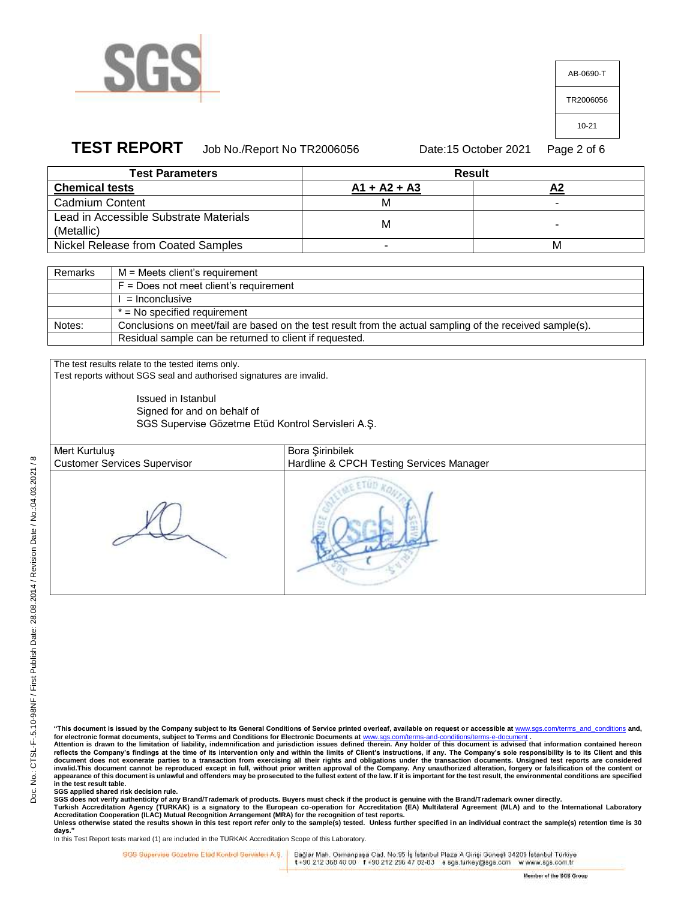AB-0690-T

TR2006056

10-21

# TEST REPORT

Job No./Report No TR2006056 Date:15 October 2021

| Test Parameters | Result | |
|---|---|---|
| **Chemical tests** | **A1 + A2 + A3** | **A2** |
| Cadmium Content | M | - |
| Lead in Accessible Substrate Materials (Metallic) | M | - |
| Nickel Release from Coated Samples | - | M |

| | |
|---|---|
| Remarks | M = Meets client's requirement |
| | F = Does not meet client's requirement |
| | I = Inconclusive |
| | * = No specified requirement |
| Notes: | Conclusions on meet/fail are based on the test result from the actual sampling of the received sample(s). |
| | Residual sample can be returned to client if requested. |

The test results relate to the tested items only.
Test reports without SGS seal and authorised signatures are invalid.

Issued in Istanbul
Signed for and on behalf of
SGS Supervise Gözetme Etüd Kontrol Servisleri A.Ş.

| Mert Kurtuluş | Bora Şirinbilek |
|---|---|
| Customer Services Supervisor | Hardline & CPCH Testing Services Manager |

**"This document is issued by the Company subject to its General Conditions of Service printed overleaf, available on request or accessible at www.sgs.com/terms_and_conditions and, for electronic format documents, subject to Terms and Conditions for Electronic Documents at www.sgs.com/terms-and-conditions/terms-e-document .**
**Attention is drawn to the limitation of liability, indemnification and jurisdiction issues defined therein. Any holder of this document is advised that information contained hereon reflects the Company's findings at the time of its intervention only and within the limits of Client's instructions, if any. The Company's sole responsibility is to its Client and this document does not exonerate parties to a transaction from exercising all their rights and obligations under the transaction documents. Unsigned test reports are considered invalid.This document cannot be reproduced except in full, without prior written approval of the Company. Any unauthorized alteration, forgery or falsification of the content or appearance of this document is unlawful and offenders may be prosecuted to the fullest extent of the law. If it is important for the test result, the environmental conditions are specified in the test result table.**
**SGS applied shared risk decision rule.**
**SGS does not verify authenticity of any Brand/Trademark of products. Buyers must check if the product is genuine with the Brand/Trademark owner directly.**
**Turkish Accreditation Agency (TURKAK) is a signatory to the European co-operation for Accreditation (EA) Multilateral Agreement (MLA) and to the International Laboratory Accreditation Cooperation (ILAC) Mutual Recognition Arrangement (MRA) for the recognition of test reports.**
**Unless otherwise stated the results shown in this test report refer only to the sample(s) tested. Unless further specified in an individual contract the sample(s) retention time is 30 days."**
In this Test Report tests marked (1) are included in the TURKAK Accreditation Scope of this Laboratory.

SGS Supervise Gözetme Etüd Kontrol Servisleri A.Ş. | Bağlar Mah. Osmanpaşa Cad. No:95 İş İstanbul Plaza A Girişi Güneşli 34209 İstanbul Türkiye t +90 212 368 40 00 f +90 212 296 47 82-83 e sgs.turkey@sgs.com w www.sgs.com.tr

Member of the SGS Group

Doc. No.: CTSL-F-.5.10-98NF / First Publish Date: 28.08.2014 / Revision Date / No.:04.03.2021 / 8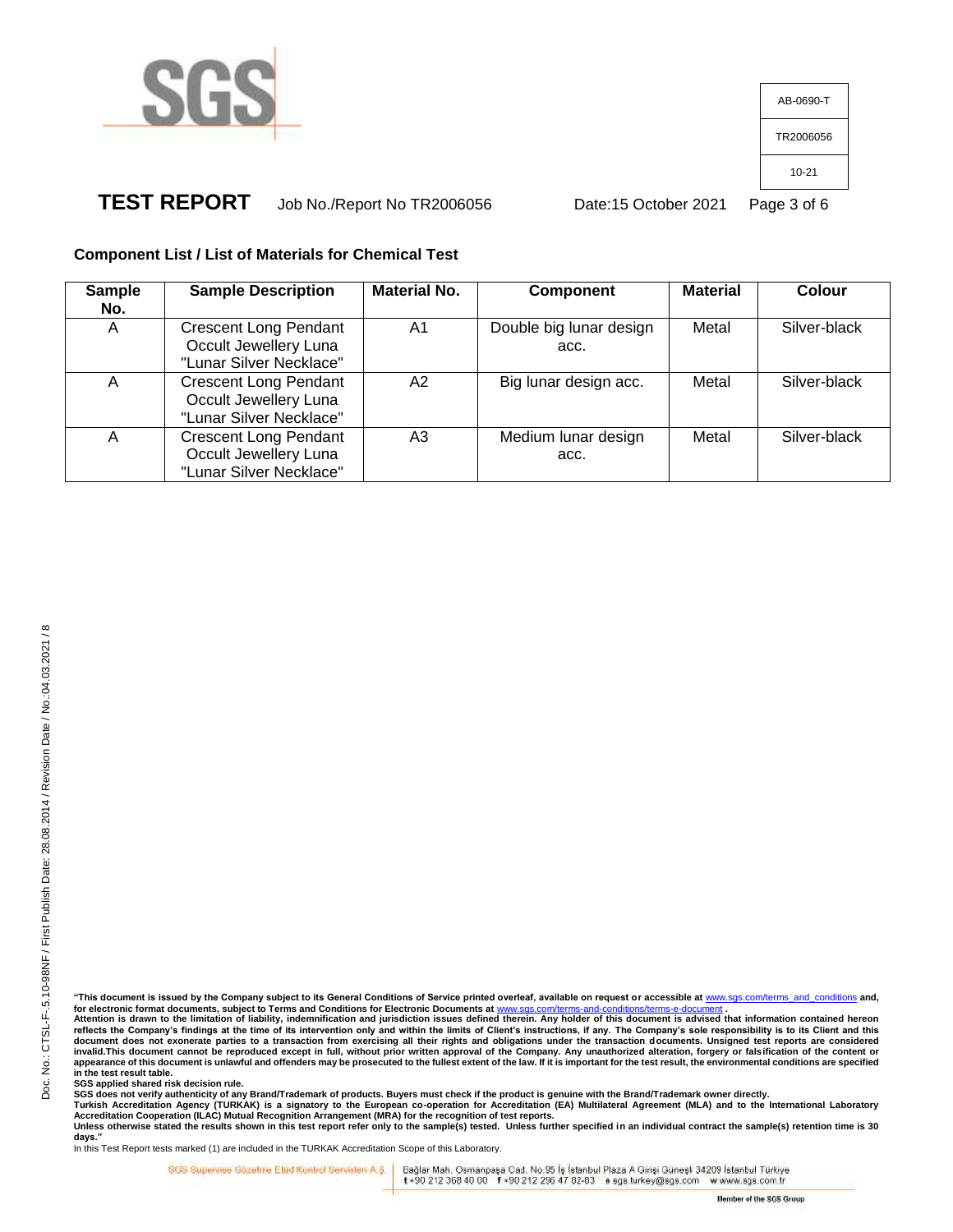AB-0690-T

TR2006056

10-21

**TEST REPORT** Job No./Report No TR2006056 Date:15 October 2021

**Component List / List of Materials for Chemical Test**

| Sample No. | Sample Description | Material No. | Component | Material | Colour |
|---|---|---|---|---|---|
| A | Crescent Long Pendant Occult Jewellery Luna "Lunar Silver Necklace" | A1 | Double big lunar design acc. | Metal | Silver-black |
| A | Crescent Long Pendant Occult Jewellery Luna "Lunar Silver Necklace" | A2 | Big lunar design acc. | Metal | Silver-black |
| A | Crescent Long Pendant Occult Jewellery Luna "Lunar Silver Necklace" | A3 | Medium lunar design acc. | Metal | Silver-black |

Doc. No.: CTSL-F-.5.10-98NF / First Publish Date: 28.08.2014 / Revision Date / No.:04.03.2021 / 8

**"This document is issued by the Company subject to its General Conditions of Service printed overleaf, available on request or accessible at www.sgs.com/terms_and_conditions and, for electronic format documents, subject to Terms and Conditions for Electronic Documents at www.sgs.com/terms-and-conditions/terms-e-document .**
**Attention is drawn to the limitation of liability, indemnification and jurisdiction issues defined therein. Any holder of this document is advised that information contained hereon reflects the Company's findings at the time of its intervention only and within the limits of Client's instructions, if any. The Company's sole responsibility is to its Client and this document does not exonerate parties to a transaction from exercising all their rights and obligations under the transaction documents. Unsigned test reports are considered invalid.This document cannot be reproduced except in full, without prior written approval of the Company. Any unauthorized alteration, forgery or falsification of the content or appearance of this document is unlawful and offenders may be prosecuted to the fullest extent of the law. If it is important for the test result, the environmental conditions are specified in the test result table.**
**SGS applied shared risk decision rule.**
**SGS does not verify authenticity of any Brand/Trademark of products. Buyers must check if the product is genuine with the Brand/Trademark owner directly.**
**Turkish Accreditation Agency (TURKAK) is a signatory to the European co-operation for Accreditation (EA) Multilateral Agreement (MLA) and to the International Laboratory Accreditation Cooperation (ILAC) Mutual Recognition Arrangement (MRA) for the recognition of test reports.**
**Unless otherwise stated the results shown in this test report refer only to the sample(s) tested. Unless further specified in an individual contract the sample(s) retention time is 30 days."**
In this Test Report tests marked (1) are included in the TURKAK Accreditation Scope of this Laboratory.

SGS Supervise Gözetme Etüd Kontrol Servisleri A.Ş. | Bağlar Mah. Osmanpaşa Cad. No:95 İş İstanbul Plaza A Girişi Güneşli 34209 İstanbul Türkiye
t +90 212 368 40 00 f +90 212 296 47 82-83 e sgs.turkey@sgs.com w www.sgs.com.tr

Member of the SGS Group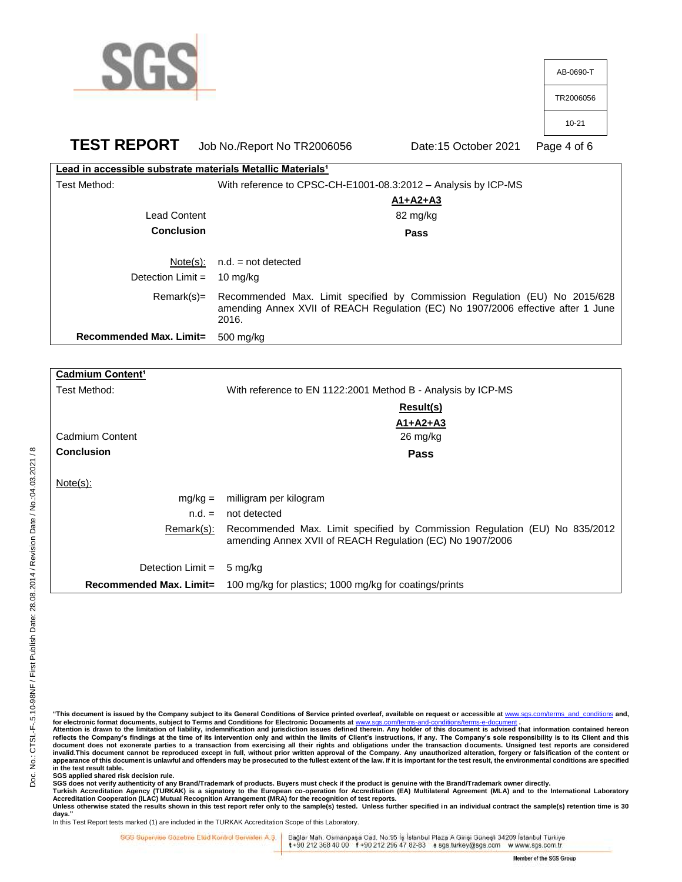**TEST REPORT** Job No./Report No TR2006056 Date:15 October 2021

**Lead in accessible substrate materials Metallic Materials[1]**

| Test Method: | With reference to CPSC-CH-E1001-08.3:2012 – Analysis by ICP-MS |
|---|---|
| | **A1+A2+A3** |
| Lead Content | 82 mg/kg |
| **Conclusion** | **Pass** |
| Note(s): | n.d. = not detected |
| Detection Limit = | 10 mg/kg |
| Remark(s)= | Recommended Max. Limit specified by Commission Regulation (EU) No 2015/628 amending Annex XVII of REACH Regulation (EC) No 1907/2006 effective after 1 June 2016. |
| **Recommended Max. Limit=** | 500 mg/kg |

**Cadmium Content[1]**

| Test Method: | With reference to EN 1122:2001 Method B - Analysis by ICP-MS |
|---|---|
| | **Result(s)** |
| | **A1+A2+A3** |
| Cadmium Content | 26 mg/kg |
| **Conclusion** | **Pass** |
| Note(s): | |
| mg/kg = | milligram per kilogram |
| n.d. = | not detected |
| Remark(s): | Recommended Max. Limit specified by Commission Regulation (EU) No 835/2012 amending Annex XVII of REACH Regulation (EC) No 1907/2006 |
| Detection Limit = | 5 mg/kg |
| **Recommended Max. Limit=** | 100 mg/kg for plastics; 1000 mg/kg for coatings/prints |

**"This document is issued by the Company subject to its General Conditions of Service printed overleaf, available on request or accessible at www.sgs.com/terms_and_conditions and, for electronic format documents, subject to Terms and Conditions for Electronic Documents at www.sgs.com/terms-and-conditions/terms-e-document . Attention is drawn to the limitation of liability, indemnification and jurisdiction issues defined therein. Any holder of this document is advised that information contained hereon reflects the Company's findings at the time of its intervention only and within the limits of Client's instructions, if any. The Company's sole responsibility is to its Client and this document does not exonerate parties to a transaction from exercising all their rights and obligations under the transaction documents. Unsigned test reports are considered invalid.This document cannot be reproduced except in full, without prior written approval of the Company. Any unauthorized alteration, forgery or falsification of the content or appearance of this document is unlawful and offenders may be prosecuted to the fullest extent of the law. If it is important for the test result, the environmental conditions are specified in the test result table.**
**SGS applied shared risk decision rule.**
**SGS does not verify authenticity of any Brand/Trademark of products. Buyers must check if the product is genuine with the Brand/Trademark owner directly.**
**Turkish Accreditation Agency (TURKAK) is a signatory to the European co-operation for Accreditation (EA) Multilateral Agreement (MLA) and to the International Laboratory Accreditation Cooperation (ILAC) Mutual Recognition Arrangement (MRA) for the recognition of test reports.**
**Unless otherwise stated the results shown in this test report refer only to the sample(s) tested. Unless further specified in an individual contract the sample(s) retention time is 30 days."**
In this Test Report tests marked (1) are included in the TURKAK Accreditation Scope of this Laboratory.

SGS Supervise Gözetme Etüd Kontrol Servisleri A.Ş. | Bağlar Mah. Osmanpaşa Cad. No:95 İş İstanbul Plaza A Girişi Güneşli 34209 İstanbul Türkiye t +90 212 368 40 00 f +90 212 296 47 82-83 e sgs.turkey@sgs.com w www.sgs.com.tr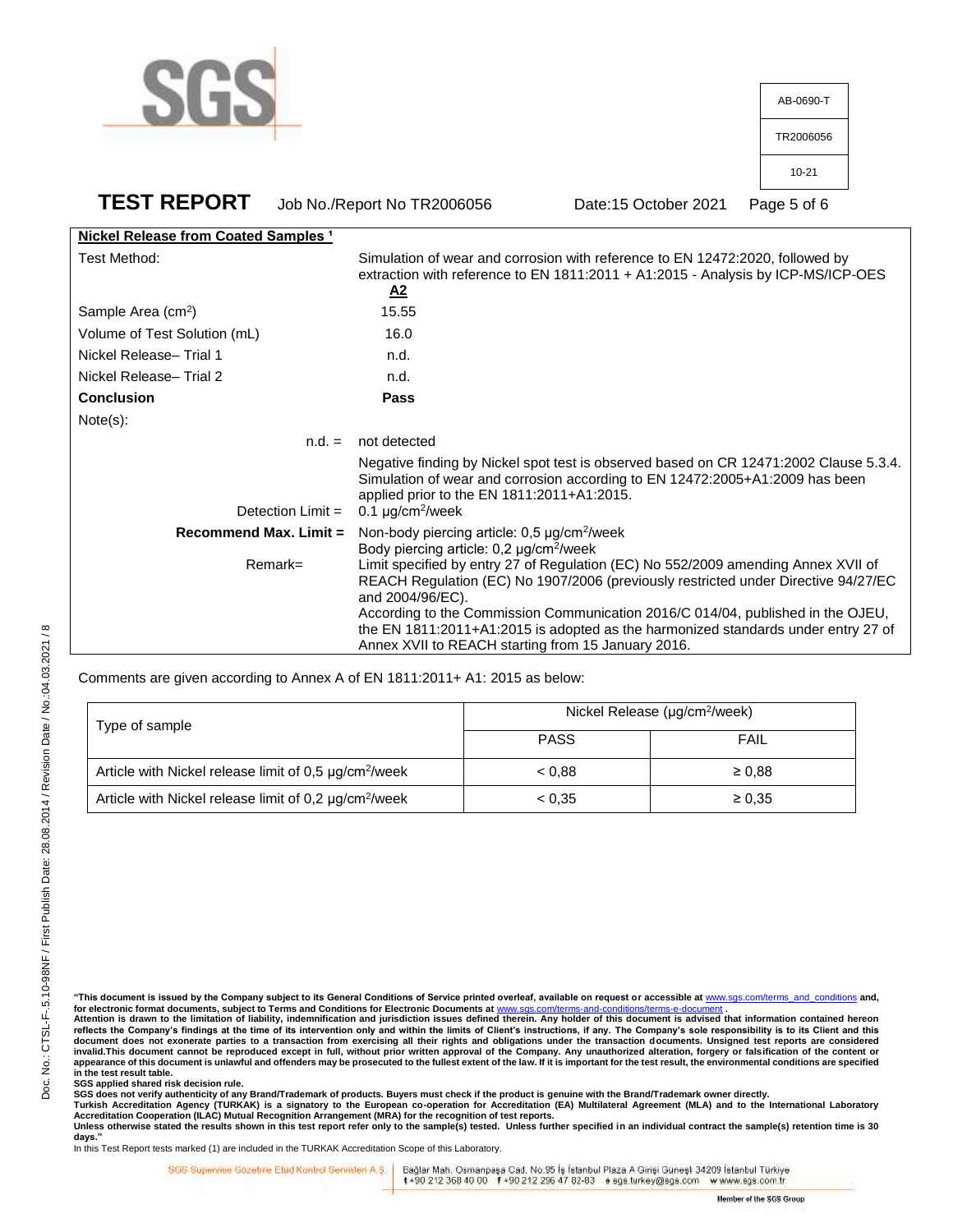AB-0690-T

TR2006056

10-21

# TEST REPORT

Job No./Report No TR2006056 Date:15 October 2021

| **Nickel Release from Coated Samples [1]** | |
|---|---|
| Test Method: | Simulation of wear and corrosion with reference to EN 12472:2020, followed by extraction with reference to EN 1811:2011 + A1:2015 - Analysis by ICP-MS/ICP-OES |
| | **A2** |
| Sample Area ($cm^2$) | 15.55 |
| Volume of Test Solution (mL) | 16.0 |
| Nickel Release– Trial 1 | n.d. |
| Nickel Release– Trial 2 | n.d. |
| **Conclusion** | **Pass** |
| Note(s): | |
| n.d. = | not detected |
| | Negative finding by Nickel spot test is observed based on CR 12471:2002 Clause 5.3.4. Simulation of wear and corrosion according to EN 12472:2005+A1:2009 has been applied prior to the EN 1811:2011+A1:2015. |
| Detection Limit = | 0.1 µg/$cm^2$/week |
| **Recommend Max. Limit =** | Non-body piercing article: 0,5 µg/$cm^2$/week<br>Body piercing article: 0,2 µg/$cm^2$/week |
| Remark= | Limit specified by entry 27 of Regulation (EC) No 552/2009 amending Annex XVII of REACH Regulation (EC) No 1907/2006 (previously restricted under Directive 94/27/EC and 2004/96/EC).<br>According to the Commission Communication 2016/C 014/04, published in the OJEU, the EN 1811:2011+A1:2015 is adopted as the harmonized standards under entry 27 of Annex XVII to REACH starting from 15 January 2016. |

Comments are given according to Annex A of EN 1811:2011+ A1: 2015 as below:

| Type of sample | Nickel Release (µg/$cm^2$/week) | |
|---|---|---|
| | PASS | FAIL |
| Article with Nickel release limit of 0,5 µg/$cm^2$/week | < 0,88 | ≥ 0,88 |
| Article with Nickel release limit of 0,2 µg/$cm^2$/week | < 0,35 | ≥ 0,35 |

**"This document is issued by the Company subject to its General Conditions of Service printed overleaf, available on request or accessible at www.sgs.com/terms_and_conditions and, for electronic format documents, subject to Terms and Conditions for Electronic Documents at www.sgs.com/terms-and-conditions/terms-e-document .**
**Attention is drawn to the limitation of liability, indemnification and jurisdiction issues defined therein. Any holder of this document is advised that information contained hereon reflects the Company's findings at the time of its intervention only and within the limits of Client's instructions, if any. The Company's sole responsibility is to its Client and this document does not exonerate parties to a transaction from exercising all their rights and obligations under the transaction documents. Unsigned test reports are considered invalid.This document cannot be reproduced except in full, without prior written approval of the Company. Any unauthorized alteration, forgery or falsification of the content or appearance of this document is unlawful and offenders may be prosecuted to the fullest extent of the law. If it is important for the test result, the environmental conditions are specified in the test result table.**
**SGS applied shared risk decision rule.**
**SGS does not verify authenticity of any Brand/Trademark of products. Buyers must check if the product is genuine with the Brand/Trademark owner directly.**
**Turkish Accreditation Agency (TURKAK) is a signatory to the European co-operation for Accreditation (EA) Multilateral Agreement (MLA) and to the International Laboratory Accreditation Cooperation (ILAC) Mutual Recognition Arrangement (MRA) for the recognition of test reports.**
**Unless otherwise stated the results shown in this test report refer only to the sample(s) tested. Unless further specified in an individual contract the sample(s) retention time is 30 days."**
In this Test Report tests marked (1) are included in the TURKAK Accreditation Scope of this Laboratory.

SGS Supervise Gözetme Etüd Kontrol Servisleri A.Ş. | Bağlar Mah. Osmanpaşa Cad. No:95 İş İstanbul Plaza A Girişi Güneşli 34209 İstanbul Türkiye t +90 212 368 40 00 f +90 212 296 47 82-83 e sgs.turkey@sgs.com w www.sgs.com.tr

Member of the SGS Group

Doc. No.: CTSL-F-.5.10-98NF / First Publish Date: 28.08.2014 / Revision Date / No.:04.03.2021 / 8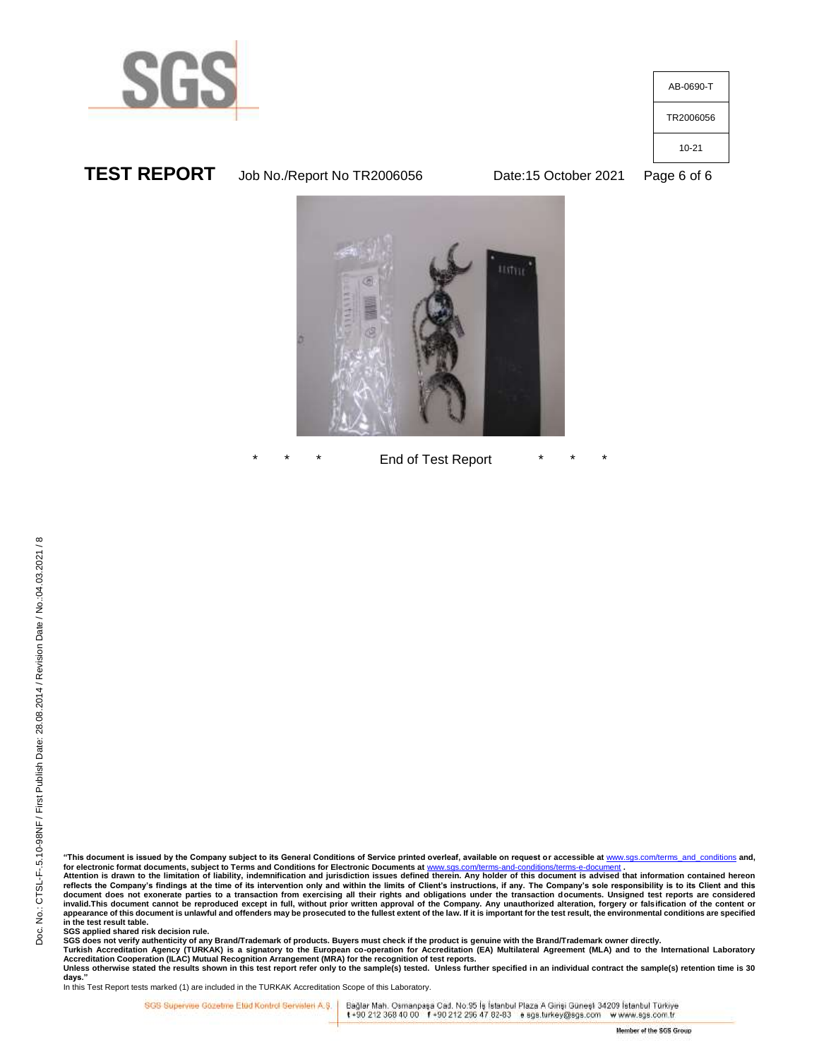| |
|---|
| AB-0690-T |
| TR2006056 |
| 10-21 |

**TEST REPORT** Job No./Report No TR2006056 Date:15 October 2021

\* \* \* End of Test Report \* \* \*

Doc. No.: CTSL-F-.5.10-98NF / First Publish Date: 28.08.2014 / Revision Date / No.:04.03.2021 / 8

**"This document is issued by the Company subject to its General Conditions of Service printed overleaf, available on request or accessible at www.sgs.com/terms_and_conditions and, for electronic format documents, subject to Terms and Conditions for Electronic Documents at www.sgs.com/terms-and-conditions/terms-e-document . Attention is drawn to the limitation of liability, indemnification and jurisdiction issues defined therein. Any holder of this document is advised that information contained hereon reflects the Company's findings at the time of its intervention only and within the limits of Client's instructions, if any. The Company's sole responsibility is to its Client and this document does not exonerate parties to a transaction from exercising all their rights and obligations under the transaction documents. Unsigned test reports are considered invalid.This document cannot be reproduced except in full, without prior written approval of the Company. Any unauthorized alteration, forgery or falsification of the content or appearance of this document is unlawful and offenders may be prosecuted to the fullest extent of the law. If it is important for the test result, the environmental conditions are specified in the test result table.**
**SGS applied shared risk decision rule.**
**SGS does not verify authenticity of any Brand/Trademark of products. Buyers must check if the product is genuine with the Brand/Trademark owner directly.**
**Turkish Accreditation Agency (TURKAK) is a signatory to the European co-operation for Accreditation (EA) Multilateral Agreement (MLA) and to the International Laboratory Accreditation Cooperation (ILAC) Mutual Recognition Arrangement (MRA) for the recognition of test reports.**
**Unless otherwise stated the results shown in this test report refer only to the sample(s) tested. Unless further specified in an individual contract the sample(s) retention time is 30 days."**
In this Test Report tests marked (1) are included in the TURKAK Accreditation Scope of this Laboratory.

SGS Supervise Gözetme Etüd Kontrol Servisleri A.Ş. | Bağlar Mah. Osmanpaşa Cad. No:95 İş İstanbul Plaza A Girişi Güneşli 34209 İstanbul Türkiye
t +90 212 368 40 00 f +90 212 296 47 82-83 e sgs.turkey@sgs.com w www.sgs.com.tr

Member of the SGS Group